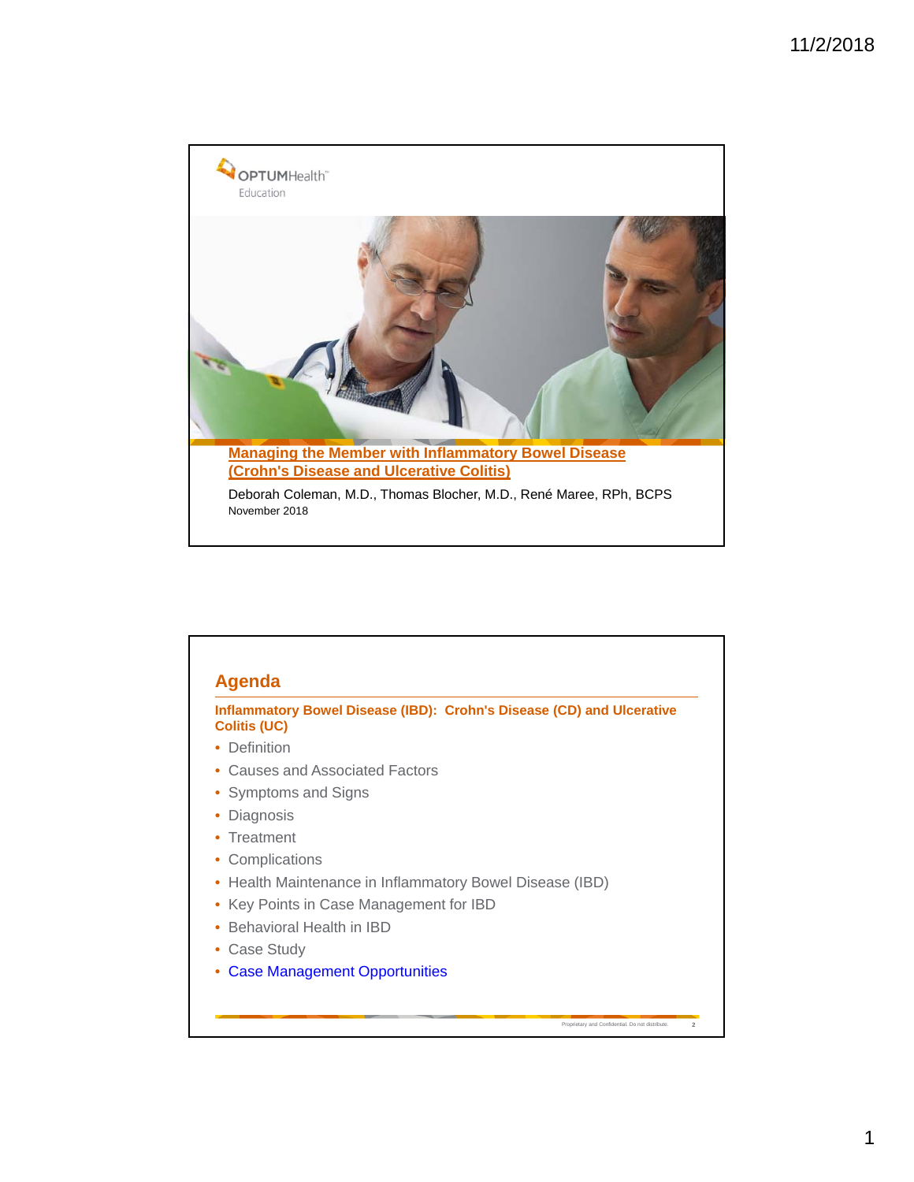OPTUMHealth Education

# Managing the Member with Inflammatory Bowel Disease (Crohn's Disease and Ulcerative Colitis)

Deborah Coleman, M.D., Thomas Blocher, M.D., René Maree, RPh, BCPS

November 2018

## Agenda

**Inflammatory Bowel Disease (IBD): Crohn's Disease (CD) and Ulcerative Colitis (UC)**

- Definition
- Causes and Associated Factors
- Symptoms and Signs
- Diagnosis
- Treatment
- Complications
- Health Maintenance in Inflammatory Bowel Disease (IBD)
- Key Points in Case Management for IBD
- Behavioral Health in IBD
- Case Study
- Case Management Opportunities

Proprietary and Confidential. Do not distribute.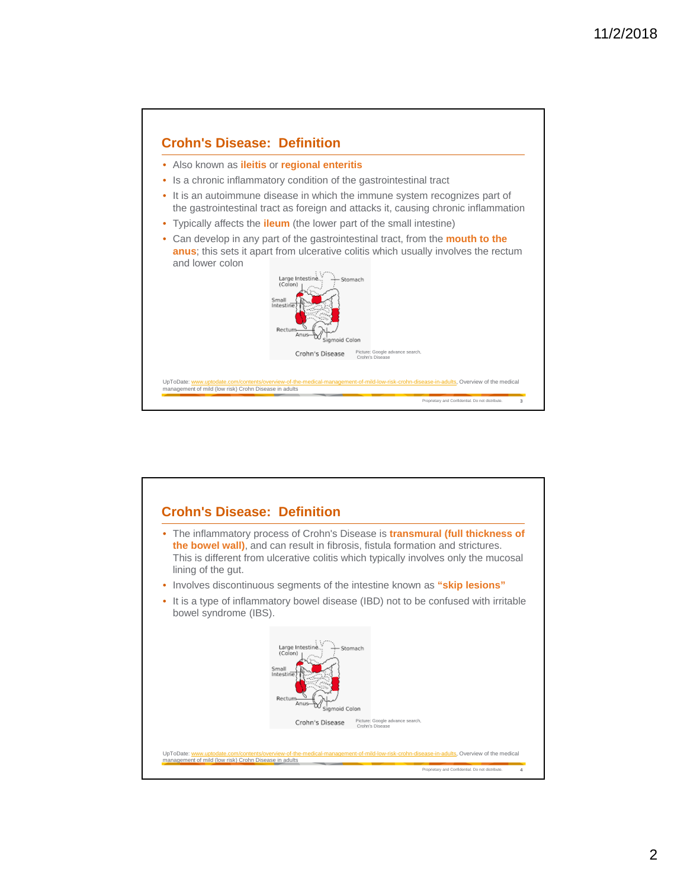## Crohn's Disease: Definition

- Also known as **ileitis** or **regional enteritis**
- Is a chronic inflammatory condition of the gastrointestinal tract
- It is an autoimmune disease in which the immune system recognizes part of the gastrointestinal tract as foreign and attacks it, causing chronic inflammation
- Typically affects the **ileum** (the lower part of the small intestine)
- Can develop in any part of the gastrointestinal tract, from the **mouth to the anus**; this sets it apart from ulcerative colitis which usually involves the rectum and lower colon

Picture: Google advance search, Crohn's Disease

UpToDate: www.uptodate.com/contents/overview-of-the-medical-management-of-mild-low-risk-crohn-disease-in-adults, Overview of the medical management of mild (low risk) Crohn Disease in adults

## Crohn's Disease: Definition

- The inflammatory process of Crohn's Disease is **transmural (full thickness of the bowel wall)**, and can result in fibrosis, fistula formation and strictures. This is different from ulcerative colitis which typically involves only the mucosal lining of the gut.
- Involves discontinuous segments of the intestine known as **"skip lesions"**
- It is a type of inflammatory bowel disease (IBD) not to be confused with irritable bowel syndrome (IBS).

Picture: Google advance search, Crohn's Disease

UpToDate: www.uptodate.com/contents/overview-of-the-medical-management-of-mild-low-risk-crohn-disease-in-adults, Overview of the medical management of mild (low risk) Crohn Disease in adults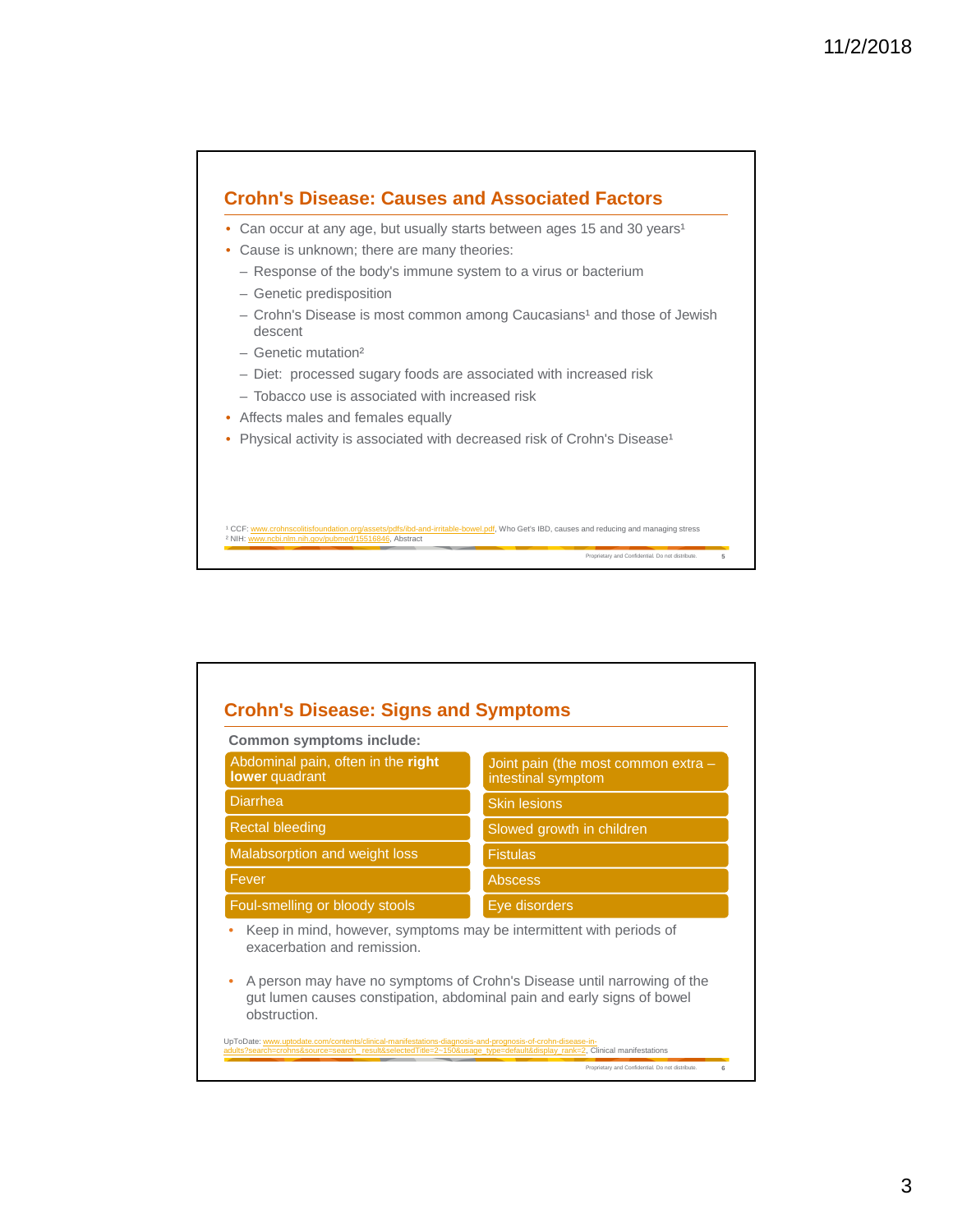## Crohn's Disease: Causes and Associated Factors

- Can occur at any age, but usually starts between ages 15 and 30 years[1]
- Cause is unknown; there are many theories:
  - Response of the body's immune system to a virus or bacterium
  - Genetic predisposition
  - Crohn's Disease is most common among Caucasians[1] and those of Jewish descent
  - Genetic mutation[2]
  - Diet: processed sugary foods are associated with increased risk
  - Tobacco use is associated with increased risk
- Affects males and females equally
- Physical activity is associated with decreased risk of Crohn's Disease[1]

[1] CCF: www.crohnscolitisfoundation.org/assets/pdfs/ibd-and-irritable-bowel.pdf, Who Get's IBD, causes and reducing and managing stress
[2] NIH: www.ncbi.nlm.nih.gov/pubmed/15516846, Abstract

Proprietary and Confidential. Do not distribute.

## Crohn's Disease: Signs and Symptoms

**Common symptoms include:**

| | |
|---|---|
| Abdominal pain, often in the **right lower** quadrant | Joint pain (the most common extra – intestinal symptom |
| Diarrhea | Skin lesions |
| Rectal bleeding | Slowed growth in children |
| Malabsorption and weight loss | Fistulas |
| Fever | Abscess |
| Foul-smelling or bloody stools | Eye disorders |

- Keep in mind, however, symptoms may be intermittent with periods of exacerbation and remission.
- A person may have no symptoms of Crohn's Disease until narrowing of the gut lumen causes constipation, abdominal pain and early signs of bowel obstruction.

UpToDate: www.uptodate.com/contents/clinical-manifestations-diagnosis-and-prognosis-of-crohn-disease-in-adults?search=crohns&source=search_result&selectedTitle=2~150&usage_type=default&display_rank=2, Clinical manifestations

Proprietary and Confidential. Do not distribute.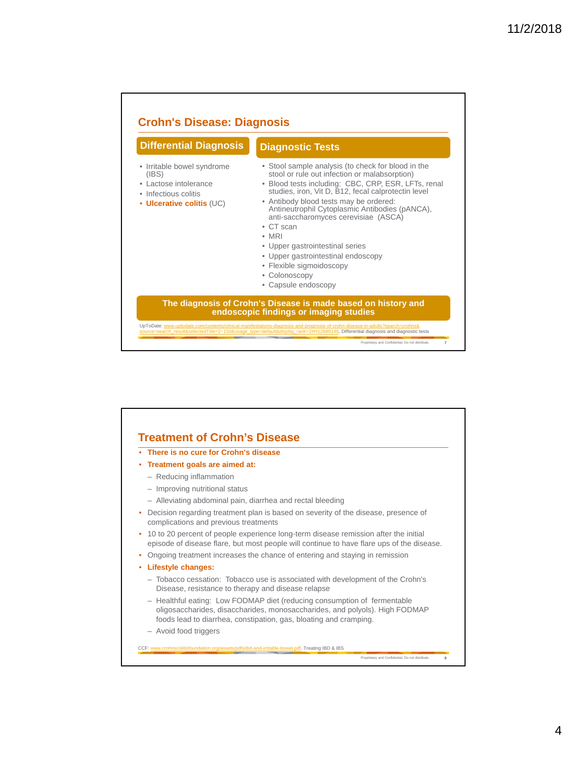## Crohn's Disease: Diagnosis

### Differential Diagnosis

- Irritable bowel syndrome (IBS)
- Lactose intolerance
- Infectious colitis
- **Ulcerative colitis** (UC)

### Diagnostic Tests

- Stool sample analysis (to check for blood in the stool or rule out infection or malabsorption)
- Blood tests including: CBC, CRP, ESR, LFTs, renal studies, iron, Vit D, B12, fecal calprotectin level
- Antibody blood tests may be ordered: Antineutrophil Cytoplasmic Antibodies (pANCA), anti-saccharomyces cerevisiae (ASCA)
- CT scan
- MRI
- Upper gastrointestinal series
- Upper gastrointestinal endoscopy
- Flexible sigmoidoscopy
- Colonoscopy
- Capsule endoscopy

**The diagnosis of Crohn's Disease is made based on history and endoscopic findings or imaging studies**

UpToDate: www.uptodate.com/contents/clinical-manifestations-diagnosis-and-prognosis-of-crohn-disease-in-adults?search=crohns&source=search_result&selectedTitle=2~150&usage_type=default&display_rank=2#H12689148, Differential diagnosis and diagnostic tests

Proprietary and Confidential. Do not distribute.

## Treatment of Crohn's Disease

- **There is no cure for Crohn's disease**
- **Treatment goals are aimed at:**
  - Reducing inflammation
  - Improving nutritional status
  - Alleviating abdominal pain, diarrhea and rectal bleeding
- Decision regarding treatment plan is based on severity of the disease, presence of complications and previous treatments
- 10 to 20 percent of people experience long-term disease remission after the initial episode of disease flare, but most people will continue to have flare ups of the disease.
- Ongoing treatment increases the chance of entering and staying in remission
- **Lifestyle changes:**
  - Tobacco cessation: Tobacco use is associated with development of the Crohn's Disease, resistance to therapy and disease relapse
  - Healthful eating: Low FODMAP diet (reducing consumption of fermentable oligosaccharides, disaccharides, monosaccharides, and polyols). High FODMAP foods lead to diarrhea, constipation, gas, bloating and cramping.
  - Avoid food triggers

CCF: www.crohnscolitisfoundation.org/assets/pdfs/ibd-and-irritable-bowel.pdf, Treating IBD & IBS

Proprietary and Confidential. Do not distribute.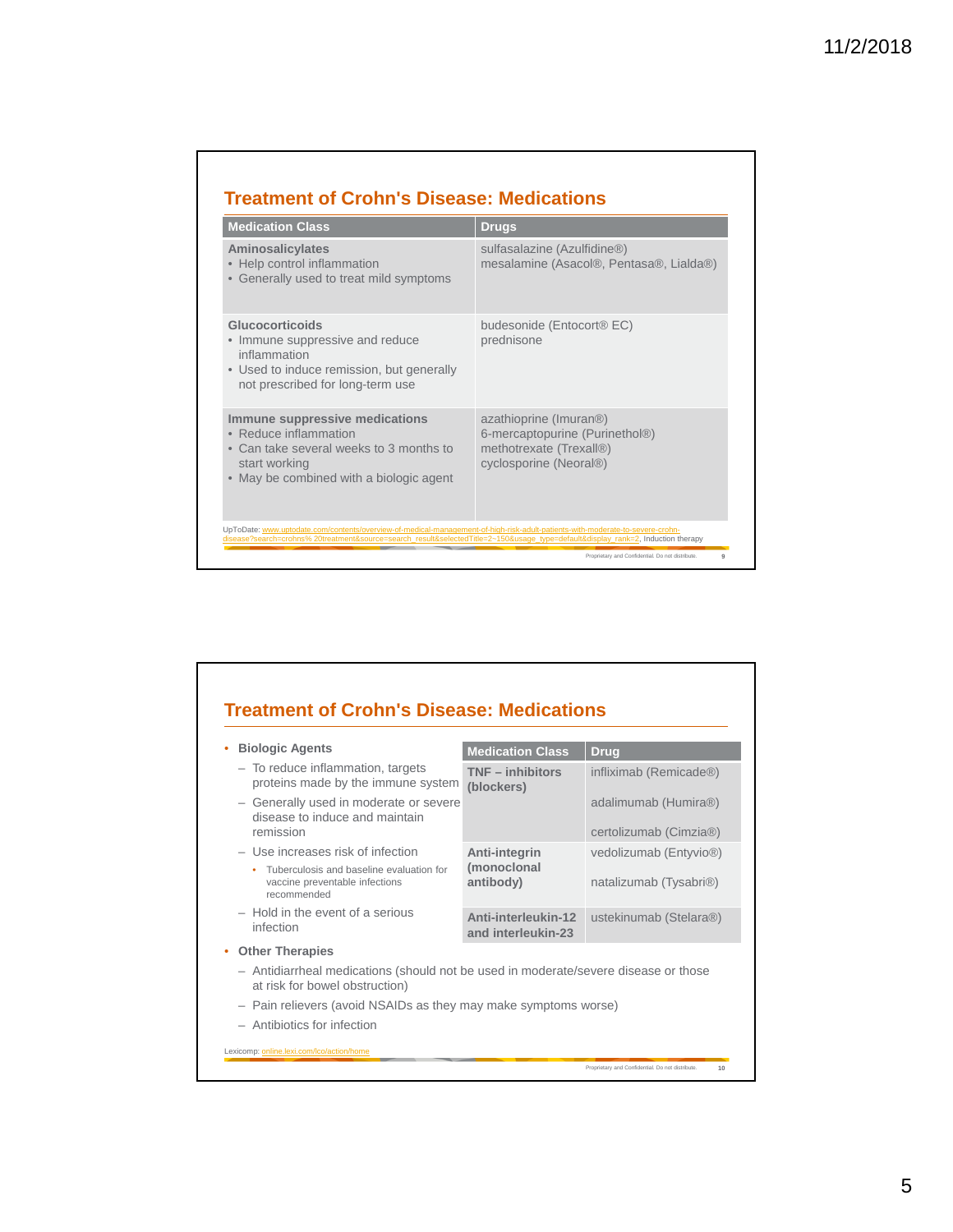## Treatment of Crohn's Disease: Medications

| Medication Class | Drugs |
|---|---|
| **Aminosalicylates**<br>• Help control inflammation<br>• Generally used to treat mild symptoms | sulfasalazine (Azulfidine®)<br>mesalamine (Asacol®, Pentasa®, Lialda®) |
| **Glucocorticoids**<br>• Immune suppressive and reduce inflammation<br>• Used to induce remission, but generally not prescribed for long-term use | budesonide (Entocort® EC)<br>prednisone |
| **Immune suppressive medications**<br>• Reduce inflammation<br>• Can take several weeks to 3 months to start working<br>• May be combined with a biologic agent | azathioprine (Imuran®)<br>6-mercaptopurine (Purinethol®)<br>methotrexate (Trexall®)<br>cyclosporine (Neoral®) |

UpToDate: www.uptodate.com/contents/overview-of-medical-management-of-high-risk-adult-patients-with-moderate-to-severe-crohn-disease?search=crohns%20treatment&source=search_result&selectedTitle=2~150&usage_type=default&display_rank=2, Induction therapy

Proprietary and Confidential. Do not distribute.

## Treatment of Crohn's Disease: Medications

- **Biologic Agents**
  - To reduce inflammation, targets proteins made by the immune system
  - Generally used in moderate or severe disease to induce and maintain remission
  - Use increases risk of infection
    - Tuberculosis and baseline evaluation for vaccine preventable infections recommended
  - Hold in the event of a serious infection

| Medication Class | Drug |
|---|---|
| **TNF – inhibitors (blockers)** | infliximab (Remicade®)<br>adalimumab (Humira®)<br>certolizumab (Cimzia®) |
| **Anti-integrin (monoclonal antibody)** | vedolizumab (Entyvio®)<br>natalizumab (Tysabri®) |
| **Anti-interleukin-12 and interleukin-23** | ustekinumab (Stelara®) |

- **Other Therapies**
  - Antidiarrheal medications (should not be used in moderate/severe disease or those at risk for bowel obstruction)
  - Pain relievers (avoid NSAIDs as they may make symptoms worse)
  - Antibiotics for infection

Lexicomp: online.lexi.com/lco/action/home

Proprietary and Confidential. Do not distribute.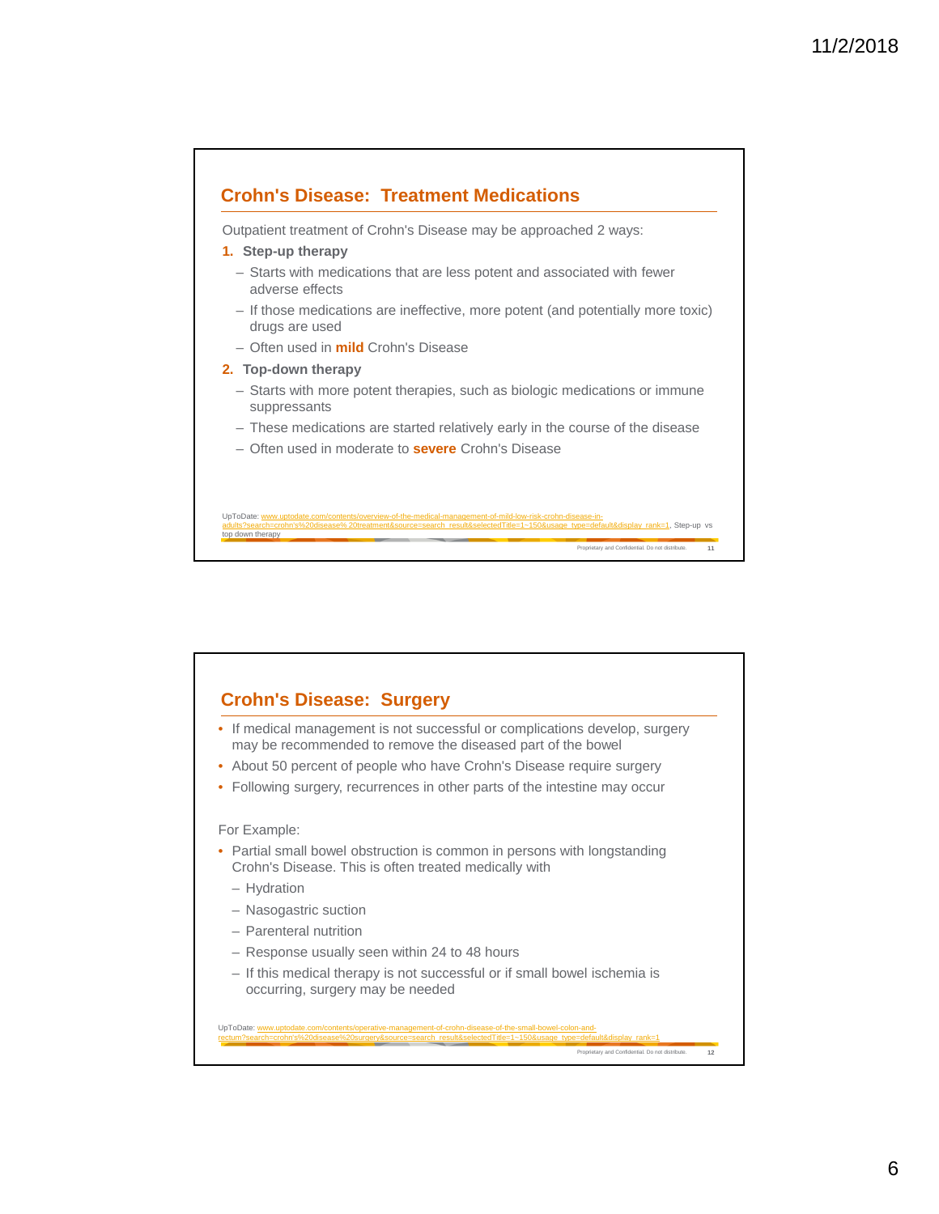## Crohn's Disease: Treatment Medications

Outpatient treatment of Crohn's Disease may be approached 2 ways:

1. **Step-up therapy**
   - Starts with medications that are less potent and associated with fewer adverse effects
   - If those medications are ineffective, more potent (and potentially more toxic) drugs are used
   - Often used in **mild** Crohn's Disease
2. **Top-down therapy**
   - Starts with more potent therapies, such as biologic medications or immune suppressants
   - These medications are started relatively early in the course of the disease
   - Often used in moderate to **severe** Crohn's Disease

UpToDate: www.uptodate.com/contents/overview-of-the-medical-management-of-mild-low-risk-crohn-disease-in-adults?search=crohn's%20disease% 20treatment&source=search_result&selectedTitle=1~150&usage_type=default&display_rank=1, Step-up vs top down therapy

Proprietary and Confidential. Do not distribute.

## Crohn's Disease: Surgery

- If medical management is not successful or complications develop, surgery may be recommended to remove the diseased part of the bowel
- About 50 percent of people who have Crohn's Disease require surgery
- Following surgery, recurrences in other parts of the intestine may occur

For Example:

- Partial small bowel obstruction is common in persons with longstanding Crohn's Disease. This is often treated medically with
  - Hydration
  - Nasogastric suction
  - Parenteral nutrition
  - Response usually seen within 24 to 48 hours
  - If this medical therapy is not successful or if small bowel ischemia is occurring, surgery may be needed

UpToDate: www.uptodate.com/contents/operative-management-of-crohn-disease-of-the-small-bowel-colon-and-rectum?search=crohn's%20disease%20surgery&source=search_result&selectedTitle=1~150&usage_type=default&display_rank=1

Proprietary and Confidential. Do not distribute.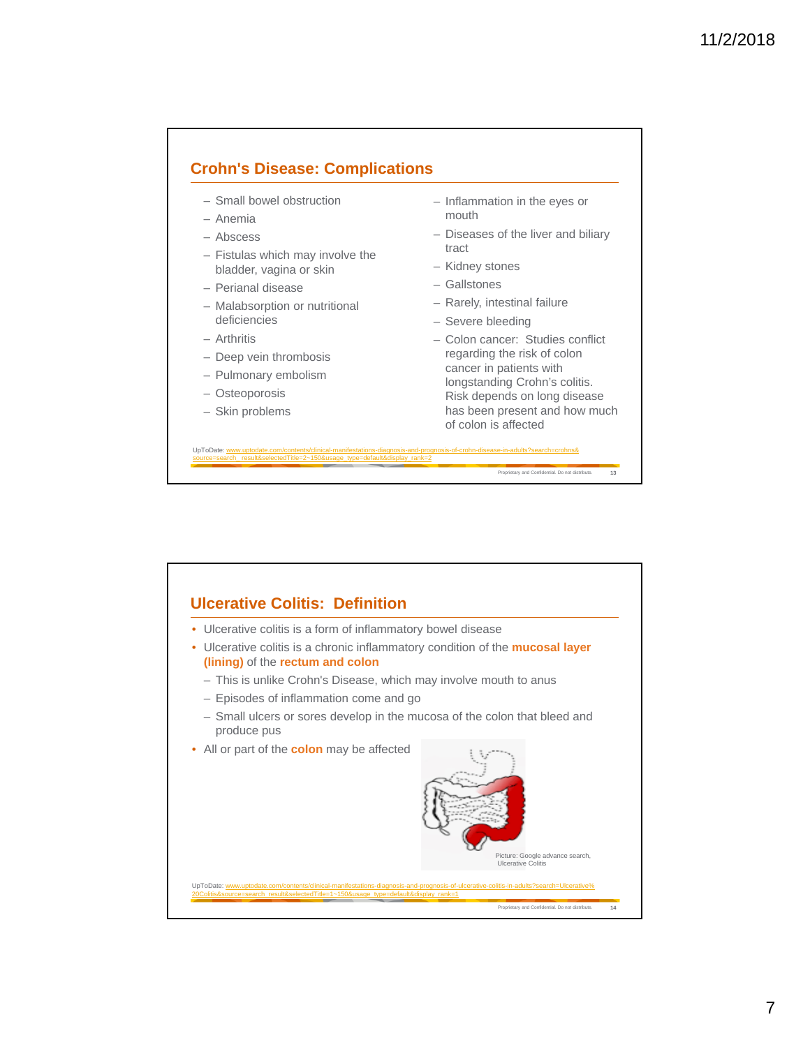## Crohn's Disease: Complications

- Small bowel obstruction
- Anemia
- Abscess
- Fistulas which may involve the bladder, vagina or skin
- Perianal disease
- Malabsorption or nutritional deficiencies
- Arthritis
- Deep vein thrombosis
- Pulmonary embolism
- Osteoporosis
- Skin problems
- Inflammation in the eyes or mouth
- Diseases of the liver and biliary tract
- Kidney stones
- Gallstones
- Rarely, intestinal failure
- Severe bleeding
- Colon cancer: Studies conflict regarding the risk of colon cancer in patients with longstanding Crohn's colitis. Risk depends on long disease has been present and how much of colon is affected

UpToDate: www.uptodate.com/contents/clinical-manifestations-diagnosis-and-prognosis-of-crohn-disease-in-adults?search=crohns&source=search_result&selectedTitle=2~150&usage_type=default&display_rank=2

Proprietary and Confidential. Do not distribute.

## Ulcerative Colitis: Definition

- Ulcerative colitis is a form of inflammatory bowel disease
- Ulcerative colitis is a chronic inflammatory condition of the **mucosal layer (lining)** of the **rectum and colon**
  - This is unlike Crohn's Disease, which may involve mouth to anus
  - Episodes of inflammation come and go
  - Small ulcers or sores develop in the mucosa of the colon that bleed and produce pus
- All or part of the **colon** may be affected

Picture: Google advance search, Ulcerative Colitis

UpToDate: www.uptodate.com/contents/clinical-manifestations-diagnosis-and-prognosis-of-ulcerative-colitis-in-adults?search=Ulcerative%20Colitis&source=search_result&selectedTitle=1~150&usage_type=default&display_rank=1

Proprietary and Confidential. Do not distribute.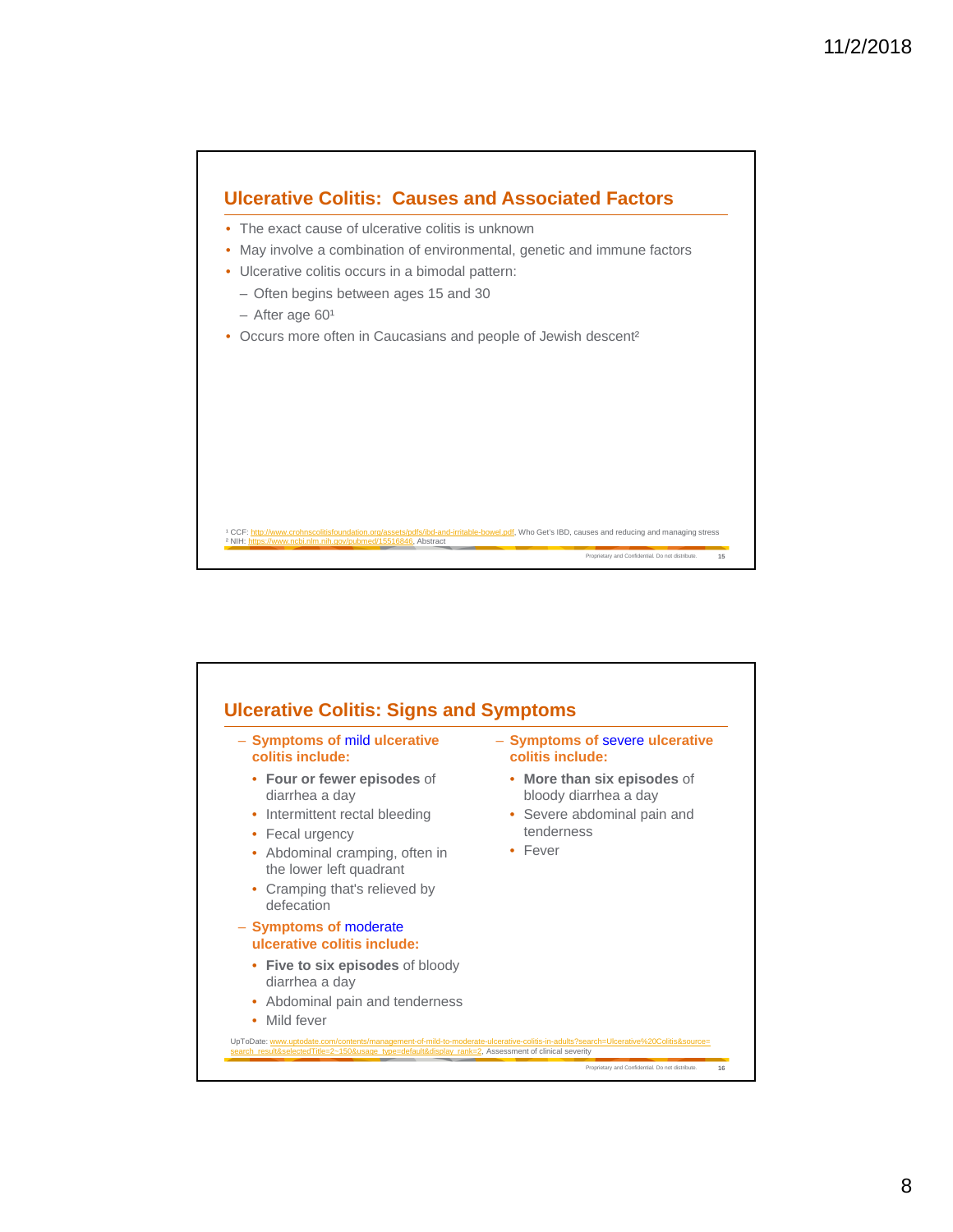## Ulcerative Colitis: Causes and Associated Factors

- The exact cause of ulcerative colitis is unknown
- May involve a combination of environmental, genetic and immune factors
- Ulcerative colitis occurs in a bimodal pattern:
  - Often begins between ages 15 and 30
  - After age 60[1]
- Occurs more often in Caucasians and people of Jewish descent[2]

[1] CCF: http://www.crohnscolitisfoundation.org/assets/pdfs/ibd-and-irritable-bowel.pdf, Who Get's IBD, causes and reducing and managing stress
[2] NIH: https://www.ncbi.nlm.nih.gov/pubmed/15516846, Abstract

Proprietary and Confidential. Do not distribute.

## Ulcerative Colitis: Signs and Symptoms

- Symptoms of mild ulcerative colitis include:
  - **Four or fewer episodes** of diarrhea a day
  - Intermittent rectal bleeding
  - Fecal urgency
  - Abdominal cramping, often in the lower left quadrant
  - Cramping that's relieved by defecation
- Symptoms of moderate ulcerative colitis include:
  - **Five to six episodes** of bloody diarrhea a day
  - Abdominal pain and tenderness
  - Mild fever
- Symptoms of severe ulcerative colitis include:
  - **More than six episodes** of bloody diarrhea a day
  - Severe abdominal pain and tenderness
  - Fever

UpToDate: www.uptodate.com/contents/management-of-mild-to-moderate-ulcerative-colitis-in-adults?search=Ulcerative%20Colitis&source=search_result&selectedTitle=2~150&usage_type=default&display_rank=2, Assessment of clinical severity

Proprietary and Confidential. Do not distribute.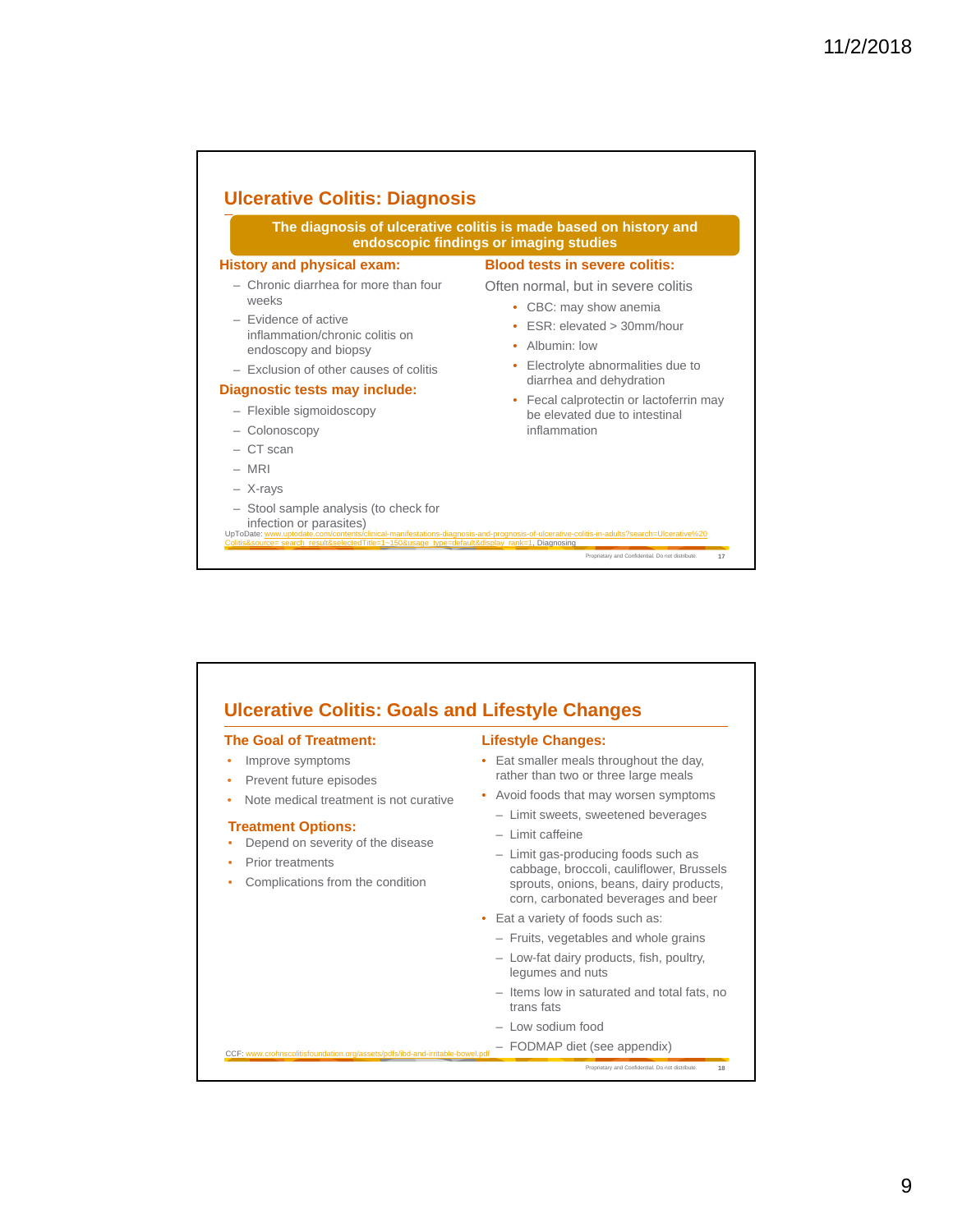## Ulcerative Colitis: Diagnosis

**The diagnosis of ulcerative colitis is made based on history and endoscopic findings or imaging studies**

### History and physical exam:

- Chronic diarrhea for more than four weeks
- Evidence of active inflammation/chronic colitis on endoscopy and biopsy
- Exclusion of other causes of colitis

### Diagnostic tests may include:

- Flexible sigmoidoscopy
- Colonoscopy
- CT scan
- MRI
- X-rays
- Stool sample analysis (to check for infection or parasites)

### Blood tests in severe colitis:

Often normal, but in severe colitis

- CBC: may show anemia
- ESR: elevated > 30mm/hour
- Albumin: low
- Electrolyte abnormalities due to diarrhea and dehydration
- Fecal calprotectin or lactoferrin may be elevated due to intestinal inflammation

UpToDate: www.uptodate.com/contents/clinical-manifestations-diagnosis-and-prognosis-of-ulcerative-colitis-in-adults?search=Ulcerative%20Colitis&source=search_result&selectedTitle=1~150&usage_type=default&display_rank=1, Diagnosing

Proprietary and Confidential. Do not distribute.

## Ulcerative Colitis: Goals and Lifestyle Changes

### The Goal of Treatment:

- Improve symptoms
- Prevent future episodes
- Note medical treatment is not curative

### Treatment Options:

- Depend on severity of the disease
- Prior treatments
- Complications from the condition

### Lifestyle Changes:

- Eat smaller meals throughout the day, rather than two or three large meals
- Avoid foods that may worsen symptoms
  - Limit sweets, sweetened beverages
  - Limit caffeine
  - Limit gas-producing foods such as cabbage, broccoli, cauliflower, Brussels sprouts, onions, beans, dairy products, corn, carbonated beverages and beer
- Eat a variety of foods such as:
  - Fruits, vegetables and whole grains
  - Low-fat dairy products, fish, poultry, legumes and nuts
  - Items low in saturated and total fats, no trans fats
  - Low sodium food
  - FODMAP diet (see appendix)

CCF: www.crohnscolitisfoundation.org/assets/pdfs/ibd-and-irritable-bowel.pdf

Proprietary and Confidential. Do not distribute.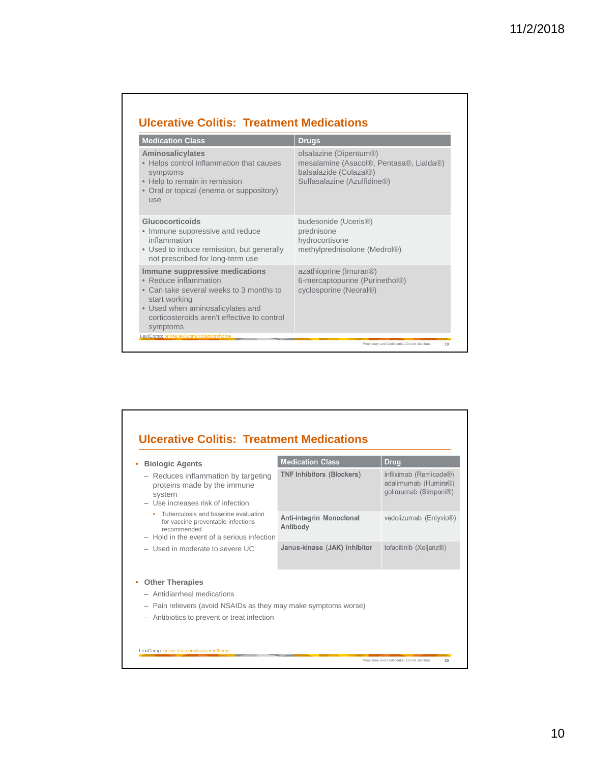## Ulcerative Colitis: Treatment Medications

| Medication Class | Drugs |
|---|---|
| **Aminosalicylates**<br>• Helps control inflammation that causes symptoms<br>• Help to remain in remission<br>• Oral or topical (enema or suppository) use | olsalazine (Dipentum®)<br>mesalamine (Asacol®, Pentasa®, Lialda®)<br>balsalazide (Colazal®)<br>Sulfasalazine (Azulfidine®) |
| **Glucocorticoids**<br>• Immune suppressive and reduce inflammation<br>• Used to induce remission, but generally not prescribed for long-term use | budesonide (Uceris®)<br>prednisone<br>hydrocortisone<br>methylprednisolone (Medrol®) |
| **Immune suppressive medications**<br>• Reduce inflammation<br>• Can take several weeks to 3 months to start working<br>• Used when aminosalicylates and corticosteroids aren't effective to control symptoms | azathioprine (Imuran®)<br>6-mercaptopurine (Purinethol®)<br>cyclosporine (Neoral®) |

LexiComp: online.lexi.com/lco/action/home

Proprietary and Confidential. Do not distribute.

## Ulcerative Colitis: Treatment Medications

- **Biologic Agents**
  - Reduces inflammation by targeting proteins made by the immune system
  - Use increases risk of infection
    - Tuberculosis and baseline evaluation for vaccine preventable infections recommended
  - Hold in the event of a serious infection
  - Used in moderate to severe UC

| Medication Class | Drug |
|---|---|
| TNF Inhibitors (Blockers) | infliximab (Remicade®)<br>adalimumab (Humira®)<br>golimumab (Simponi®) |
| Anti-integrin Monoclonal Antibody | vedolizumab (Entyvio®) |
| Janus-kinase (JAK) inhibitor | tofacitinib (Xeljanz®) |

- **Other Therapies**
  - Antidiarrheal medications
  - Pain relievers (avoid NSAIDs as they may make symptoms worse)
  - Antibiotics to prevent or treat infection

LexiComp: online.lexi.com/lco/action/home

Proprietary and Confidential. Do not distribute.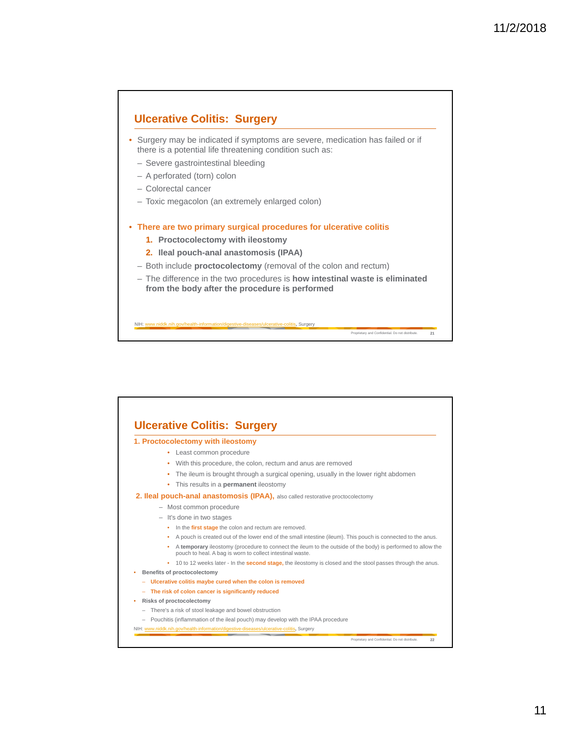## Ulcerative Colitis: Surgery

- Surgery may be indicated if symptoms are severe, medication has failed or if there is a potential life threatening condition such as:
  - Severe gastrointestinal bleeding
  - A perforated (torn) colon
  - Colorectal cancer
  - Toxic megacolon (an extremely enlarged colon)

- **There are two primary surgical procedures for ulcerative colitis**
  1. **Proctocolectomy with ileostomy**
  2. **Ileal pouch-anal anastomosis (IPAA)**
  - Both include **proctocolectomy** (removal of the colon and rectum)
  - The difference in the two procedures is **how intestinal waste is eliminated from the body after the procedure is performed**

NIH: www.niddk.nih.gov/health-information/digestive-diseases/ulcerative-colitis, Surgery

## Ulcerative Colitis: Surgery

**1. Proctocolectomy with ileostomy**

- Least common procedure
- With this procedure, the colon, rectum and anus are removed
- The ileum is brought through a surgical opening, usually in the lower right abdomen
- This results in a **permanent** ileostomy

**2. Ileal pouch-anal anastomosis (IPAA),** also called restorative proctocolectomy

- Most common procedure
- It's done in two stages
  - In the **first stage** the colon and rectum are removed.
  - A pouch is created out of the lower end of the small intestine (ileum). This pouch is connected to the anus.
  - A **temporary** ileostomy (procedure to connect the ileum to the outside of the body) is performed to allow the pouch to heal. A bag is worn to collect intestinal waste.
  - 10 to 12 weeks later - In the **second stage,** the ileostomy is closed and the stool passes through the anus.

- **Benefits of proctocolectomy**
  - **Ulcerative colitis maybe cured when the colon is removed**
  - **The risk of colon cancer is significantly reduced**
- **Risks of proctocolectomy**
  - There's a risk of stool leakage and bowel obstruction
  - Pouchitis (inflammation of the ileal pouch) may develop with the IPAA procedure

NIH: www.niddk.nih.gov/health-information/digestive-diseases/ulcerative-colitis, Surgery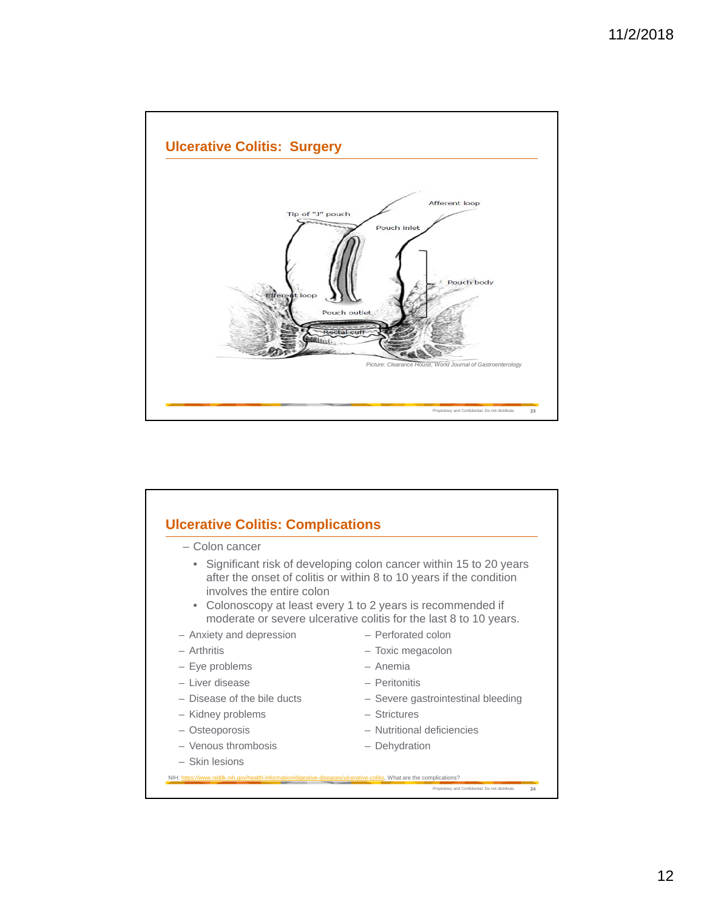## Ulcerative Colitis: Surgery

Tip of "J" pouch

Afferent loop

Pouch inlet

Pouch body

Efferent loop

Pouch outlet

Rectal cuff

*Picture: Clearance House, World Journal of Gastroenterology*

## Ulcerative Colitis: Complications

- Colon cancer
  - Significant risk of developing colon cancer within 15 to 20 years after the onset of colitis or within 8 to 10 years if the condition involves the entire colon
  - Colonoscopy at least every 1 to 2 years is recommended if moderate or severe ulcerative colitis for the last 8 to 10 years.
- Anxiety and depression
- Arthritis
- Eye problems
- Liver disease
- Disease of the bile ducts
- Kidney problems
- Osteoporosis
- Venous thrombosis
- Skin lesions
- Perforated colon
- Toxic megacolon
- Anemia
- Peritonitis
- Severe gastrointestinal bleeding
- Strictures
- Nutritional deficiencies
- Dehydration

NIH: https://www.niddk.nih.gov/health-information/digestive-diseases/ulcerative-colitis, What are the complications?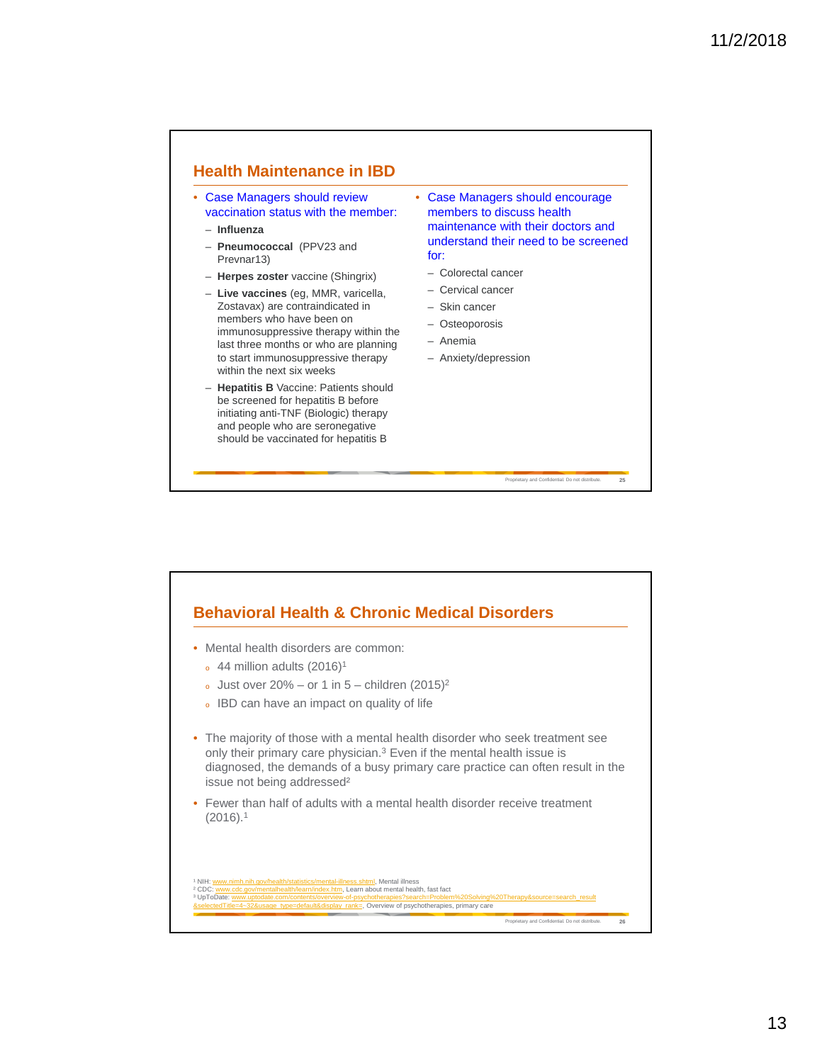## Health Maintenance in IBD

- Case Managers should review vaccination status with the member:
  - **Influenza**
  - **Pneumococcal** (PPV23 and Prevnar13)
  - **Herpes zoster** vaccine (Shingrix)
  - **Live vaccines** (eg, MMR, varicella, Zostavax) are contraindicated in members who have been on immunosuppressive therapy within the last three months or who are planning to start immunosuppressive therapy within the next six weeks
  - **Hepatitis B** Vaccine: Patients should be screened for hepatitis B before initiating anti-TNF (Biologic) therapy and people who are seronegative should be vaccinated for hepatitis B
- Case Managers should encourage members to discuss health maintenance with their doctors and understand their need to be screened for:
  - Colorectal cancer
  - Cervical cancer
  - Skin cancer
  - Osteoporosis
  - Anemia
  - Anxiety/depression

Proprietary and Confidential. Do not distribute.

## Behavioral Health & Chronic Medical Disorders

- Mental health disorders are common:
  - 44 million adults (2016)[1]
  - Just over 20% – or 1 in 5 – children (2015)[2]
  - IBD can have an impact on quality of life
- The majority of those with a mental health disorder who seek treatment see only their primary care physician.[3] Even if the mental health issue is diagnosed, the demands of a busy primary care practice can often result in the issue not being addressed[2]
- Fewer than half of adults with a mental health disorder receive treatment (2016).[1]

[1] NIH: www.nimh.nih.gov/health/statistics/mental-illness.shtml, Mental illness
[2] CDC: www.cdc.gov/mentalhealth/learn/index.htm, Learn about mental health, fast fact
[3] UpToDate: www.uptodate.com/contents/overview-of-psychotherapies?search=Problem%20Solving%20Therapy&source=search_result&selectedTitle=4~32&usage_type=default&display_rank=, Overview of psychotherapies, primary care

Proprietary and Confidential. Do not distribute.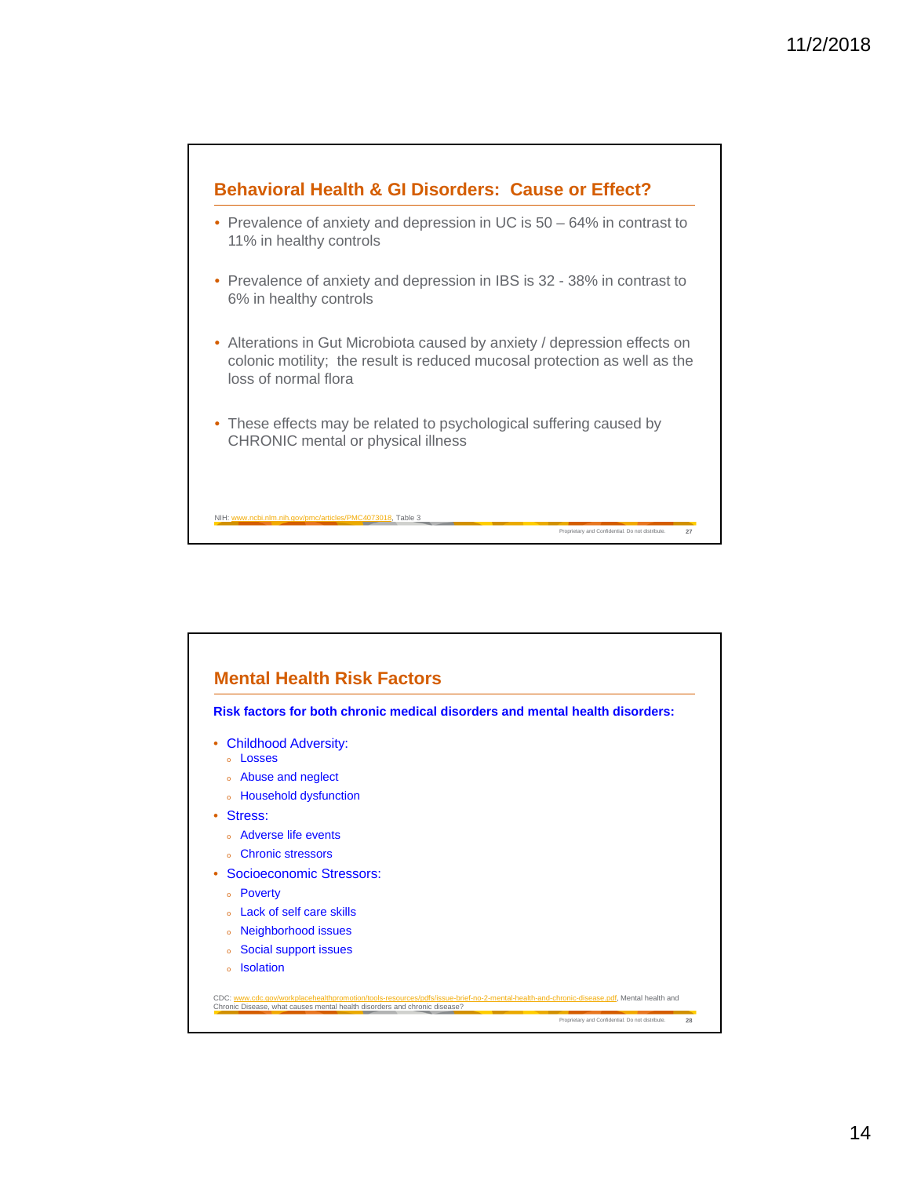## Behavioral Health & GI Disorders: Cause or Effect?

- Prevalence of anxiety and depression in UC is 50 – 64% in contrast to 11% in healthy controls
- Prevalence of anxiety and depression in IBS is 32 - 38% in contrast to 6% in healthy controls
- Alterations in Gut Microbiota caused by anxiety / depression effects on colonic motility; the result is reduced mucosal protection as well as the loss of normal flora
- These effects may be related to psychological suffering caused by CHRONIC mental or physical illness

NIH: www.ncbi.nlm.nih.gov/pmc/articles/PMC4073018, Table 3

## Mental Health Risk Factors

**Risk factors for both chronic medical disorders and mental health disorders:**

- Childhood Adversity:
  - Losses
  - Abuse and neglect
  - Household dysfunction
- Stress:
  - Adverse life events
  - Chronic stressors
- Socioeconomic Stressors:
  - Poverty
  - Lack of self care skills
  - Neighborhood issues
  - Social support issues
  - Isolation

CDC: www.cdc.gov/workplacehealthpromotion/tools-resources/pdfs/issue-brief-no-2-mental-health-and-chronic-disease.pdf, Mental health and Chronic Disease, what causes mental health disorders and chronic disease?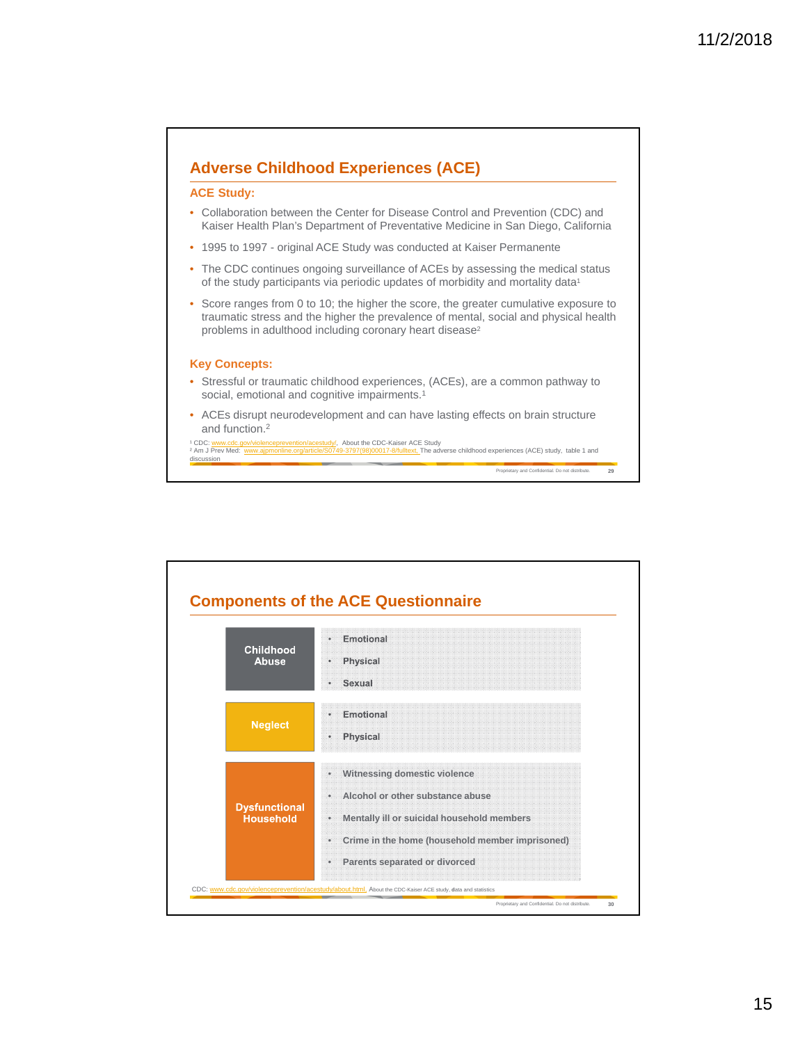## Adverse Childhood Experiences (ACE)

### ACE Study:

- Collaboration between the Center for Disease Control and Prevention (CDC) and Kaiser Health Plan's Department of Preventative Medicine in San Diego, California
- 1995 to 1997 - original ACE Study was conducted at Kaiser Permanente
- The CDC continues ongoing surveillance of ACEs by assessing the medical status of the study participants via periodic updates of morbidity and mortality data[1]
- Score ranges from 0 to 10; the higher the score, the greater cumulative exposure to traumatic stress and the higher the prevalence of mental, social and physical health problems in adulthood including coronary heart disease[2]

### Key Concepts:

- Stressful or traumatic childhood experiences, (ACEs), are a common pathway to social, emotional and cognitive impairments.[1]
- ACEs disrupt neurodevelopment and can have lasting effects on brain structure and function.[2]

[1] CDC: www.cdc.gov/violenceprevention/acestudy/, About the CDC-Kaiser ACE Study
[2] Am J Prev Med: www.ajpmonline.org/article/S0749-3797(98)00017-8/fulltext, The adverse childhood experiences (ACE) study, table 1 and discussion

## Components of the ACE Questionnaire

| Category | Components |
| --- | --- |
| Childhood Abuse | • Emotional<br>• Physical<br>• Sexual |
| Neglect | • Emotional<br>• Physical |
| Dysfunctional Household | • Witnessing domestic violence<br>• Alcohol or other substance abuse<br>• Mentally ill or suicidal household members<br>• Crime in the home (household member imprisoned)<br>• Parents separated or divorced |

CDC: www.cdc.gov/violenceprevention/acestudy/about.html, About the CDC-Kaiser ACE study, data and statistics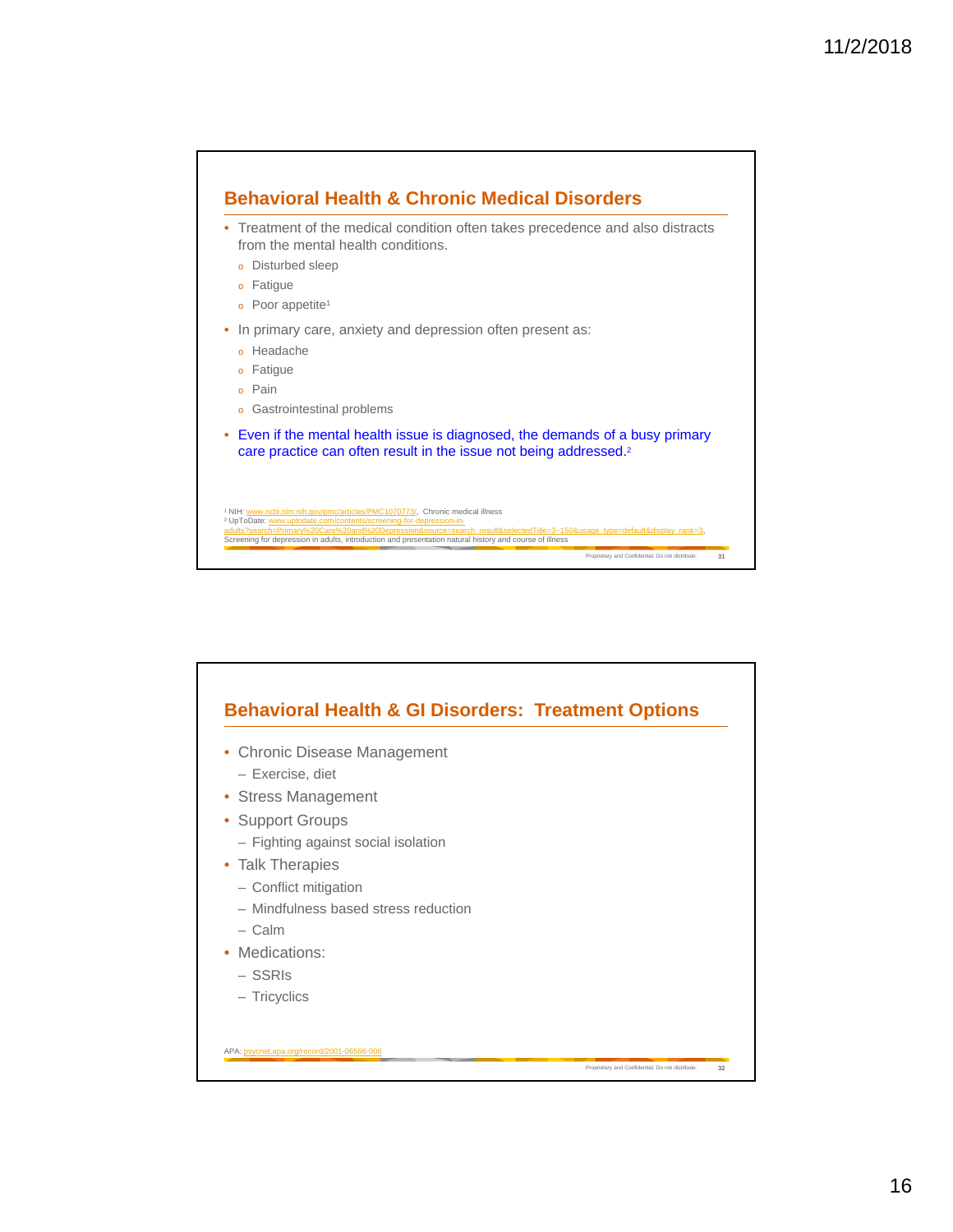## Behavioral Health & Chronic Medical Disorders

- Treatment of the medical condition often takes precedence and also distracts from the mental health conditions.
  - Disturbed sleep
  - Fatigue
  - Poor appetite[1]
- In primary care, anxiety and depression often present as:
  - Headache
  - Fatigue
  - Pain
  - Gastrointestinal problems
- Even if the mental health issue is diagnosed, the demands of a busy primary care practice can often result in the issue not being addressed.[2]

[1] NIH: www.ncbi.nlm.nih.gov/pmc/articles/PMC1070773/, Chronic medical illness
[2] UpToDate: www.uptodate.com/contents/screening-for-depression-in-adults?search=Primary%20Care%20and%20Depression&source=search_result&selectedTitle=3~150&usage_type=default&display_rank=3, Screening for depression in adults, introduction and presentation natural history and course of illness

Proprietary and Confidential. Do not distribute.

## Behavioral Health & GI Disorders: Treatment Options

- Chronic Disease Management
  - Exercise, diet
- Stress Management
- Support Groups
  - Fighting against social isolation
- Talk Therapies
  - Conflict mitigation
  - Mindfulness based stress reduction
  - Calm
- Medications:
  - SSRIs
  - Tricyclics

APA: psycnet.apa.org/record/2001-06566-006

Proprietary and Confidential. Do not distribute.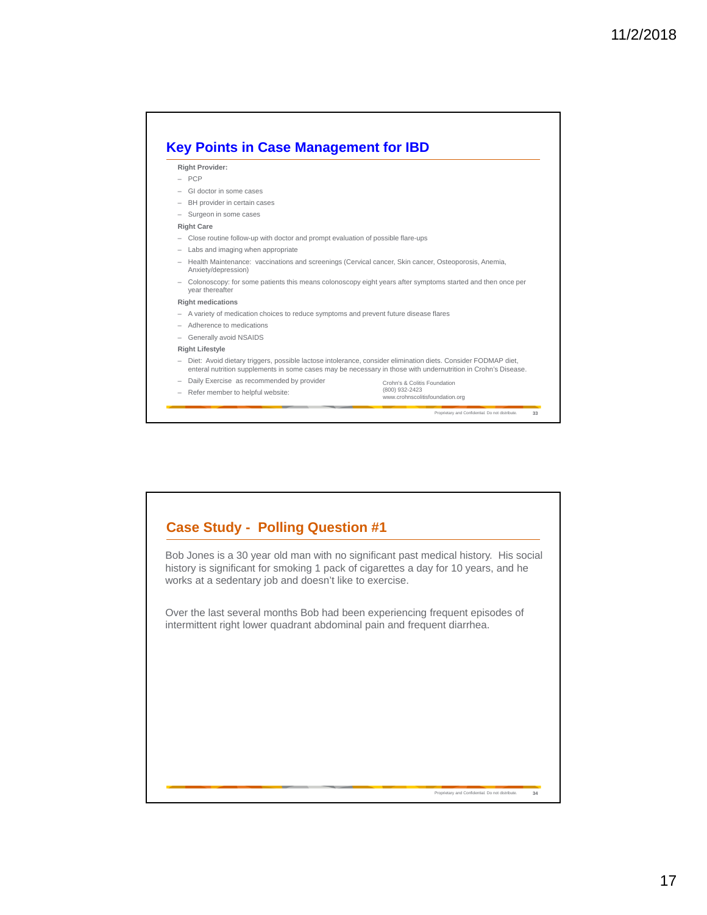## Key Points in Case Management for IBD

**Right Provider:**

- PCP
- GI doctor in some cases
- BH provider in certain cases
- Surgeon in some cases

**Right Care**

- Close routine follow-up with doctor and prompt evaluation of possible flare-ups
- Labs and imaging when appropriate
- Health Maintenance: vaccinations and screenings (Cervical cancer, Skin cancer, Osteoporosis, Anemia, Anxiety/depression)
- Colonoscopy: for some patients this means colonoscopy eight years after symptoms started and then once per year thereafter

**Right medications**

- A variety of medication choices to reduce symptoms and prevent future disease flares
- Adherence to medications
- Generally avoid NSAIDS

**Right Lifestyle**

- Diet: Avoid dietary triggers, possible lactose intolerance, consider elimination diets. Consider FODMAP diet, enteral nutrition supplements in some cases may be necessary in those with undernutrition in Crohn's Disease.
- Daily Exercise as recommended by provider
- Refer member to helpful website: Crohn's & Colitis Foundation (800) 932-2423 www.crohnscolitisfoundation.org

## Case Study - Polling Question #1

Bob Jones is a 30 year old man with no significant past medical history. His social history is significant for smoking 1 pack of cigarettes a day for 10 years, and he works at a sedentary job and doesn't like to exercise.

Over the last several months Bob had been experiencing frequent episodes of intermittent right lower quadrant abdominal pain and frequent diarrhea.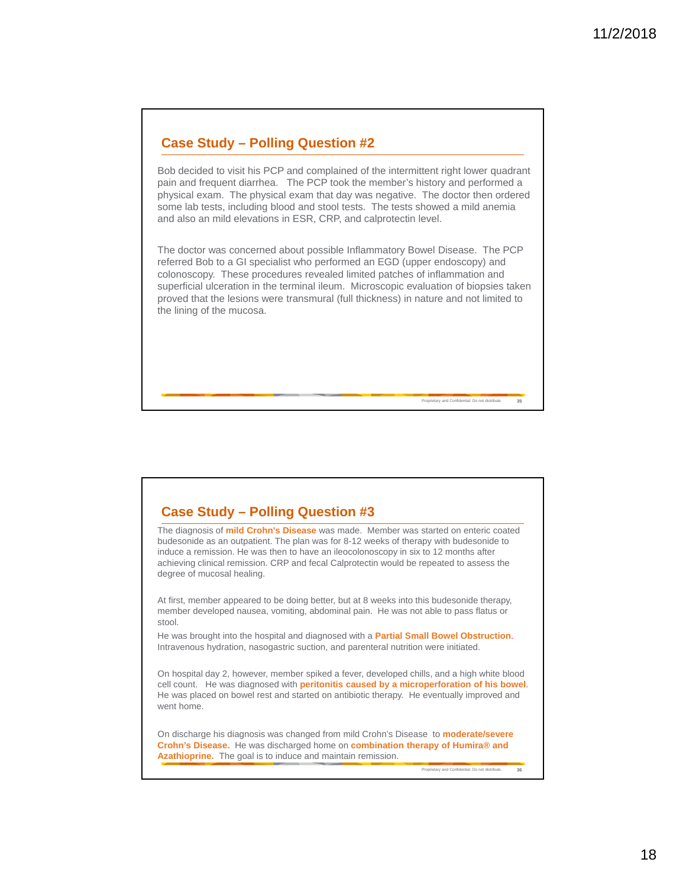## Case Study – Polling Question #2

Bob decided to visit his PCP and complained of the intermittent right lower quadrant pain and frequent diarrhea. The PCP took the member's history and performed a physical exam. The physical exam that day was negative. The doctor then ordered some lab tests, including blood and stool tests. The tests showed a mild anemia and also an mild elevations in ESR, CRP, and calprotectin level.

The doctor was concerned about possible Inflammatory Bowel Disease. The PCP referred Bob to a GI specialist who performed an EGD (upper endoscopy) and colonoscopy. These procedures revealed limited patches of inflammation and superficial ulceration in the terminal ileum. Microscopic evaluation of biopsies taken proved that the lesions were transmural (full thickness) in nature and not limited to the lining of the mucosa.

## Case Study – Polling Question #3

The diagnosis of **mild Crohn's Disease** was made. Member was started on enteric coated budesonide as an outpatient. The plan was for 8-12 weeks of therapy with budesonide to induce a remission. He was then to have an ileocolonoscopy in six to 12 months after achieving clinical remission. CRP and fecal Calprotectin would be repeated to assess the degree of mucosal healing.

At first, member appeared to be doing better, but at 8 weeks into this budesonide therapy, member developed nausea, vomiting, abdominal pain. He was not able to pass flatus or stool.

He was brought into the hospital and diagnosed with a **Partial Small Bowel Obstruction**. Intravenous hydration, nasogastric suction, and parenteral nutrition were initiated.

On hospital day 2, however, member spiked a fever, developed chills, and a high white blood cell count. He was diagnosed with **peritonitis caused by a microperforation of his bowel**. He was placed on bowel rest and started on antibiotic therapy. He eventually improved and went home.

On discharge his diagnosis was changed from mild Crohn's Disease to **moderate/severe Crohn's Disease.** He was discharged home on **combination therapy of Humira® and Azathioprine.** The goal is to induce and maintain remission.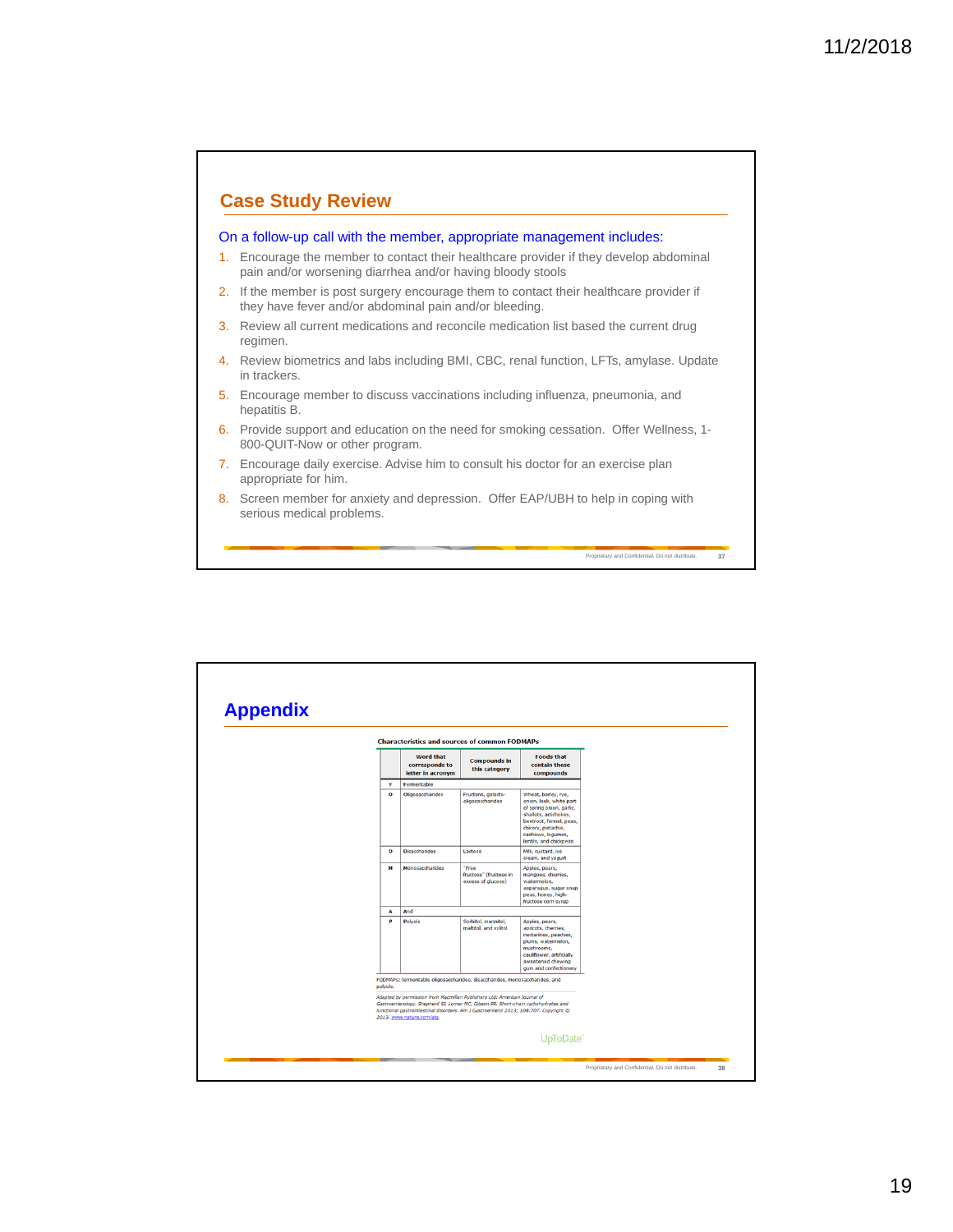## Case Study Review

On a follow-up call with the member, appropriate management includes:

1. Encourage the member to contact their healthcare provider if they develop abdominal pain and/or worsening diarrhea and/or having bloody stools
2. If the member is post surgery encourage them to contact their healthcare provider if they have fever and/or abdominal pain and/or bleeding.
3. Review all current medications and reconcile medication list based the current drug regimen.
4. Review biometrics and labs including BMI, CBC, renal function, LFTs, amylase. Update in trackers.
5. Encourage member to discuss vaccinations including influenza, pneumonia, and hepatitis B.
6. Provide support and education on the need for smoking cessation. Offer Wellness, 1-800-QUIT-Now or other program.
7. Encourage daily exercise. Advise him to consult his doctor for an exercise plan appropriate for him.
8. Screen member for anxiety and depression. Offer EAP/UBH to help in coping with serious medical problems.

## Appendix

**Characteristics and sources of common FODMAPs**

| | Word that corresponds to letter in acronym | Compounds in this category | Foods that contain these compounds |
|---|---|---|---|
| F | Fermentable | | |
| O | Oligosaccharides | Fructans, galacto-oligosaccharides | Wheat, barley, rye, onion, leek, white part of spring onion, garlic, shallots, artichokes, beetroot, fennel, peas, chicory, pistachio, cashews, legumes, lentils, and chickpeas |
| D | Disaccharides | Lactose | Milk, custard, ice cream, and yogurt |
| M | Monosaccharides | "Free fructose" (fructose in excess of glucose) | Apples, pears, mangoes, cherries, watermelon, asparagus, sugar snap peas, honey, high-fructose corn syrup |
| A | And | | |
| P | Polyols | Sorbitol, mannitol, maltitol, and xylitol | Apples, pears, apricots, cherries, nectarines, peaches, plums, watermelon, mushrooms, cauliflower, artificially sweetened chewing gum and confectionery |

FODMAPs: fermentable oligosaccharides, disaccharides, monosaccharides, and polyols.

*Adapted by permission from Macmillan Publishers Ltd: American Journal of Gastroenterology. Shepherd SJ, Lomer MC, Gibson PR. Short-chain carbohydrates and functional gastrointestinal disorders. Am J Gastroenterol 2013; 108:707. Copyright © 2013. www.nature.com/ajg.*

UpToDate®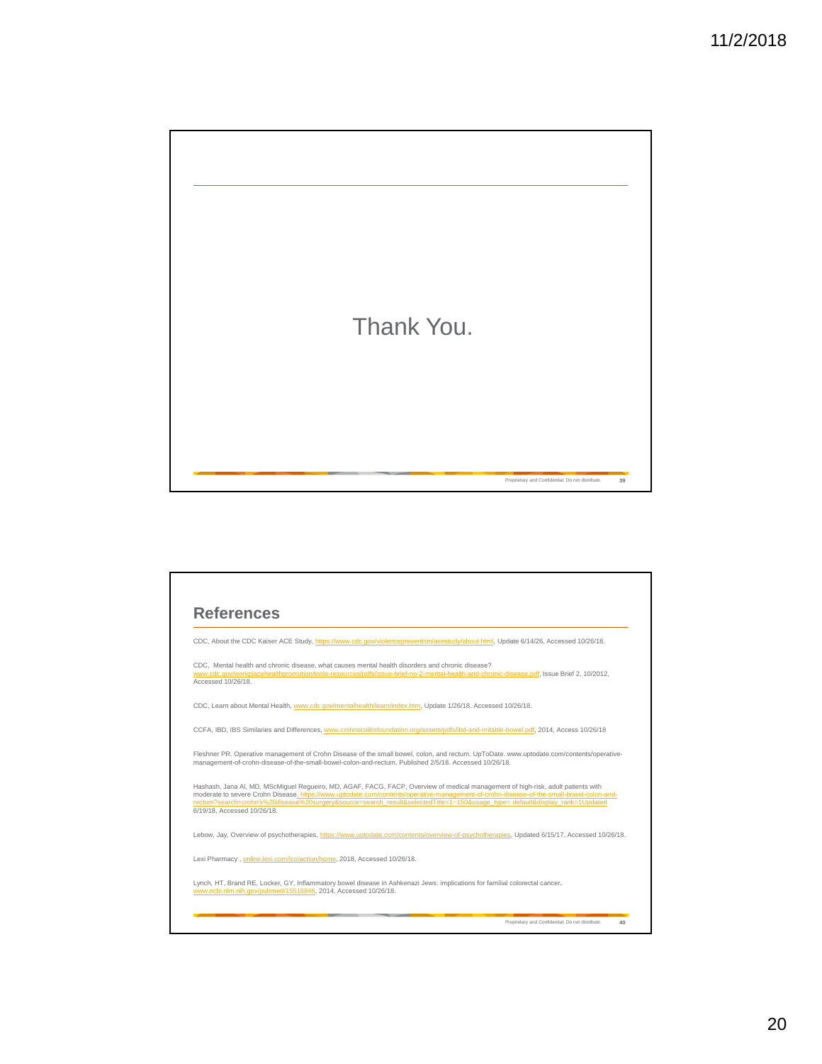Thank You.

## References

CDC, About the CDC Kaiser ACE Study, https://www.cdc.gov/violenceprevention/acestudy/about.html, Update 6/14/26, Accessed 10/26/18.

CDC, Mental health and chronic disease, what causes mental health disorders and chronic disease? www.cdc.gov/workplacehealthpromotion/tools-resources/pdfs/issue-brief-no-2-mental-health-and-chronic-disease.pdf, Issue Brief 2, 10/2012, Accessed 10/26/18.

CDC, Learn about Mental Health, www.cdc.gov/mentalhealth/learn/index.htm, Update 1/26/18, Accessed 10/26/18.

CCFA, IBD, IBS Similarities and Differences, www.crohnscolitisfoundation.org/assets/pdfs/ibd-and-irritable-bowel.pdf, 2014, Access 10/26/18

Fleshner PR. Operative management of Crohn Disease of the small bowel, colon, and rectum. UpToDate. www.uptodate.com/contents/operative-management-of-crohn-disease-of-the-small-bowel-colon-and-rectum. Published 2/5/18. Accessed 10/26/18.

Hashash, Jana Al, MD, MScMiguel Regueiro, MD, AGAF, FACG, FACP, Overview of medical management of high-risk, adult patients with moderate to severe Crohn Disease, https://www.uptodate.com/contents/operative-management-of-crohn-disease-of-the-small-bowel-colon-and-rectum?search=crohn's%20disease%20surgery&source=search_result&selectedTitle=1~150&usage_type= default&display_rank=1Updated 6/19/18, Accessed 10/26/18.

Lebow, Jay, Overview of psychotherapies, https://www.uptodate.com/contents/overview-of-psychotherapies, Updated 6/15/17, Accessed 10/26/18.

Lexi Pharmacy , online.lexi.com/lco/action/home, 2018, Accessed 10/26/18.

Lynch, HT, Brand RE, Locker, GY, Inflammatory bowel disease in Ashkenazi Jews: implications for familial colorectal cancer. www.ncbi.nlm.nih.gov/pubmed/15516846, 2014, Accessed 10/26/18.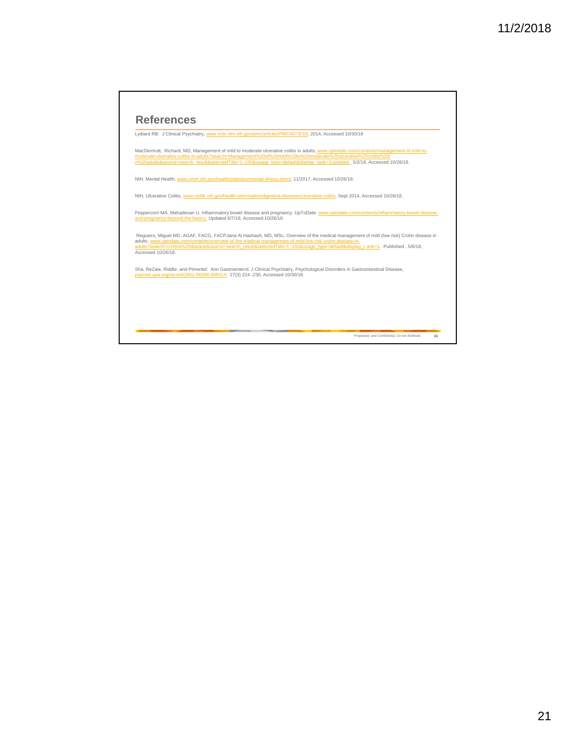# References

Lydiard RB: J Clinical Psychiatry, www.ncbi.nlm.nih.gov/pmc/articles/PMC4073018, 2014, Accessed 10/30/18

MacDermott, Richard, MD, Management of mild to moderate ulcerative colitis in adults, www.uptodate.com/contents/management-of-mild-to-moderate-ulcerative-colitis-in-adults?search=Management%20of%20mild%20to%20moderate%20ulcerative%20colitis%20in%20adults&source=search_result&selectedTitle=1~150&usage_type=default&display_rank=1Updated , 5/2/18, Accessed 10/26/18.

NIH, Mental Health, www.nimh.nih.gov/health/statistics/mental-illness.shtml, 11/2017, Accessed 10/26/18.

NIH, Ulcerative Colitis, www.niddk.nih.gov/health-information/digestive-diseases/ulcerative-colitis, Sept 2014, Accessed 10/26/18.

Peppercorn MA, Mahadevan U. Inflammatory bowel disease and pregnancy. UpToDate. www.uptodate.com/contents/inflammatory-bowel-disease-and-pregnancy-beyond-the-basics. Updated 6/7/18, Accessed 10/26/18.

Regueiro, Miguel MD, AGAF, FACG, FACPJana Al Hashash, MD, MSc, Overview of the medical management of mild (low risk) Crohn disease in adults. www.uptodate.com/contents/overview-of-the-medical-management-of-mild-low-risk-crohn-disease-in-adults?search=crohns%20disease&source=search_result&selectedTitle=1~150&usage_type=default&display_r ank=1. Published , 5/6/18, Accessed 10/26/18.

Sha, ReZaie, Riddle, and Pimentel: Ann Gastroenterol, J Clinical Psychiatry, Psychological Disorders in Gastrointestinal Disease, psycnet.apa.org/record/2001-06566-006014; 27(3) 224 -230, Accessed 10/30/18.

Proprietary and Confidential. Do not distribute.